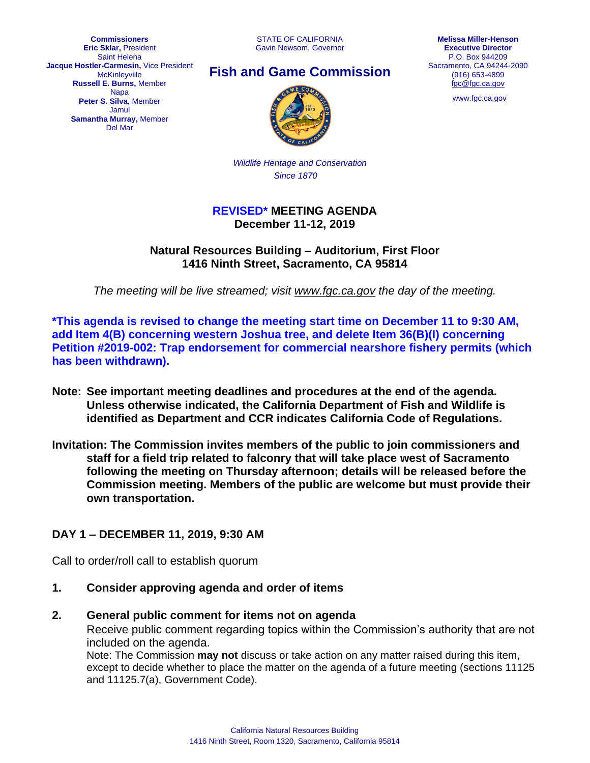**Commissioners**
**Eric Sklar,** President
Saint Helena
**Jacque Hostler-Carmesin,** Vice President
McKinleyville
**Russell E. Burns,** Member
Napa
**Peter S. Silva,** Member
Jamul
**Samantha Murray,** Member
Del Mar

STATE OF CALIFORNIA
Gavin Newsom, Governor

# Fish and Game Commission

*Wildlife Heritage and Conservation*
*Since 1870*

**Melissa Miller-Henson**
**Executive Director**
P.O. Box 944209
Sacramento, CA 94244-2090
(916) 653-4899
fgc@fgc.ca.gov

www.fgc.ca.gov

## REVISED* MEETING AGENDA
## December 11-12, 2019

### Natural Resources Building – Auditorium, First Floor
### 1416 Ninth Street, Sacramento, CA 95814

*The meeting will be live streamed; visit www.fgc.ca.gov the day of the meeting.*

**\*This agenda is revised to change the meeting start time on December 11 to 9:30 AM, add Item 4(B) concerning western Joshua tree, and delete Item 36(B)(I) concerning Petition #2019-002: Trap endorsement for commercial nearshore fishery permits (which has been withdrawn).**

**Note: See important meeting deadlines and procedures at the end of the agenda. Unless otherwise indicated, the California Department of Fish and Wildlife is identified as Department and CCR indicates California Code of Regulations.**

**Invitation: The Commission invites members of the public to join commissioners and staff for a field trip related to falconry that will take place west of Sacramento following the meeting on Thursday afternoon; details will be released before the Commission meeting. Members of the public are welcome but must provide their own transportation.**

## DAY 1 – DECEMBER 11, 2019, 9:30 AM

Call to order/roll call to establish quorum

**1. Consider approving agenda and order of items**

**2. General public comment for items not on agenda**

Receive public comment regarding topics within the Commission's authority that are not included on the agenda.

Note: The Commission **may not** discuss or take action on any matter raised during this item, except to decide whether to place the matter on the agenda of a future meeting (sections 11125 and 11125.7(a), Government Code).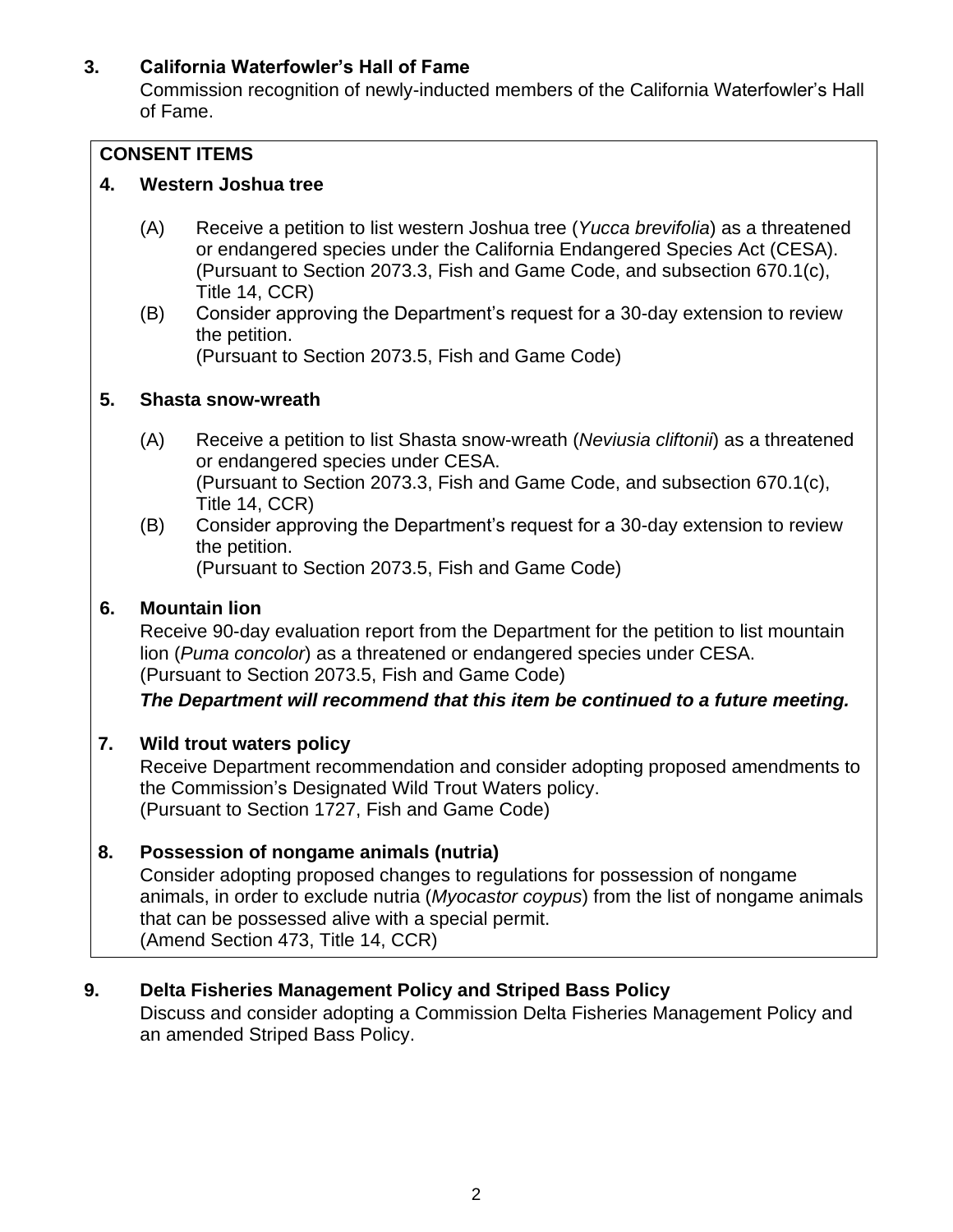### 3. California Waterfowler's Hall of Fame

Commission recognition of newly-inducted members of the California Waterfowler's Hall of Fame.

## CONSENT ITEMS

### 4. Western Joshua tree

(A) Receive a petition to list western Joshua tree (*Yucca brevifolia*) as a threatened or endangered species under the California Endangered Species Act (CESA). (Pursuant to Section 2073.3, Fish and Game Code, and subsection 670.1(c), Title 14, CCR)

(B) Consider approving the Department's request for a 30-day extension to review the petition.
(Pursuant to Section 2073.5, Fish and Game Code)

### 5. Shasta snow-wreath

(A) Receive a petition to list Shasta snow-wreath (*Neviusia cliftonii*) as a threatened or endangered species under CESA.
(Pursuant to Section 2073.3, Fish and Game Code, and subsection 670.1(c), Title 14, CCR)

(B) Consider approving the Department's request for a 30-day extension to review the petition.
(Pursuant to Section 2073.5, Fish and Game Code)

### 6. Mountain lion

Receive 90-day evaluation report from the Department for the petition to list mountain lion (*Puma concolor*) as a threatened or endangered species under CESA.
(Pursuant to Section 2073.5, Fish and Game Code)

***The Department will recommend that this item be continued to a future meeting.***

### 7. Wild trout waters policy

Receive Department recommendation and consider adopting proposed amendments to the Commission's Designated Wild Trout Waters policy.
(Pursuant to Section 1727, Fish and Game Code)

### 8. Possession of nongame animals (nutria)

Consider adopting proposed changes to regulations for possession of nongame animals, in order to exclude nutria (*Myocastor coypus*) from the list of nongame animals that can be possessed alive with a special permit.
(Amend Section 473, Title 14, CCR)

### 9. Delta Fisheries Management Policy and Striped Bass Policy

Discuss and consider adopting a Commission Delta Fisheries Management Policy and an amended Striped Bass Policy.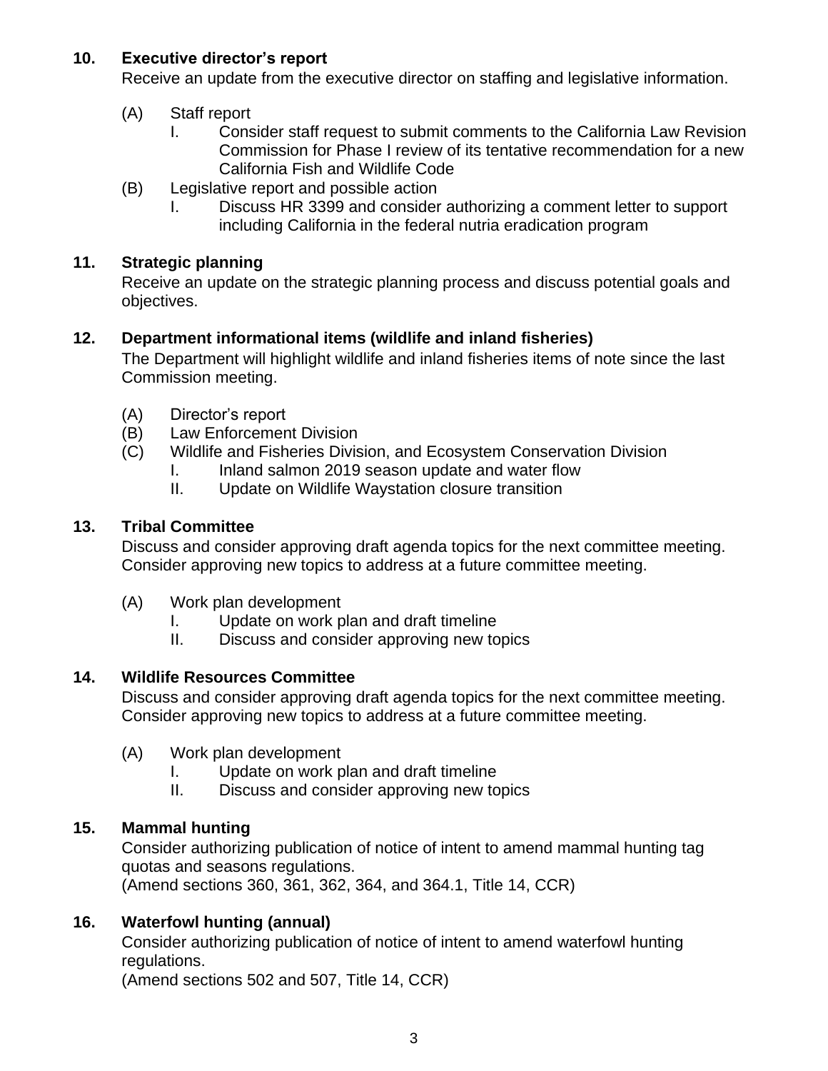**10. Executive director's report**

Receive an update from the executive director on staffing and legislative information.

- (A) Staff report
  - I. Consider staff request to submit comments to the California Law Revision Commission for Phase I review of its tentative recommendation for a new California Fish and Wildlife Code
- (B) Legislative report and possible action
  - I. Discuss HR 3399 and consider authorizing a comment letter to support including California in the federal nutria eradication program

**11. Strategic planning**

Receive an update on the strategic planning process and discuss potential goals and objectives.

**12. Department informational items (wildlife and inland fisheries)**

The Department will highlight wildlife and inland fisheries items of note since the last Commission meeting.

- (A) Director's report
- (B) Law Enforcement Division
- (C) Wildlife and Fisheries Division, and Ecosystem Conservation Division
  - I. Inland salmon 2019 season update and water flow
  - II. Update on Wildlife Waystation closure transition

**13. Tribal Committee**

Discuss and consider approving draft agenda topics for the next committee meeting. Consider approving new topics to address at a future committee meeting.

- (A) Work plan development
  - I. Update on work plan and draft timeline
  - II. Discuss and consider approving new topics

**14. Wildlife Resources Committee**

Discuss and consider approving draft agenda topics for the next committee meeting. Consider approving new topics to address at a future committee meeting.

- (A) Work plan development
  - I. Update on work plan and draft timeline
  - II. Discuss and consider approving new topics

**15. Mammal hunting**

Consider authorizing publication of notice of intent to amend mammal hunting tag quotas and seasons regulations.
(Amend sections 360, 361, 362, 364, and 364.1, Title 14, CCR)

**16. Waterfowl hunting (annual)**

Consider authorizing publication of notice of intent to amend waterfowl hunting regulations.
(Amend sections 502 and 507, Title 14, CCR)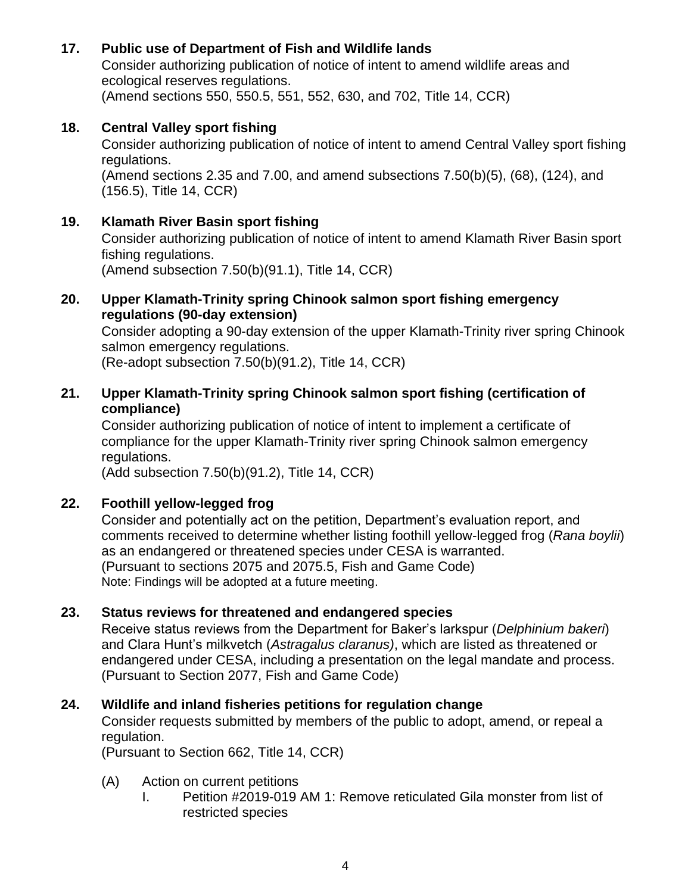**17. Public use of Department of Fish and Wildlife lands**

Consider authorizing publication of notice of intent to amend wildlife areas and ecological reserves regulations.
(Amend sections 550, 550.5, 551, 552, 630, and 702, Title 14, CCR)

**18. Central Valley sport fishing**

Consider authorizing publication of notice of intent to amend Central Valley sport fishing regulations.
(Amend sections 2.35 and 7.00, and amend subsections 7.50(b)(5), (68), (124), and (156.5), Title 14, CCR)

**19. Klamath River Basin sport fishing**

Consider authorizing publication of notice of intent to amend Klamath River Basin sport fishing regulations.
(Amend subsection 7.50(b)(91.1), Title 14, CCR)

**20. Upper Klamath-Trinity spring Chinook salmon sport fishing emergency regulations (90-day extension)**

Consider adopting a 90-day extension of the upper Klamath-Trinity river spring Chinook salmon emergency regulations.
(Re-adopt subsection 7.50(b)(91.2), Title 14, CCR)

**21. Upper Klamath-Trinity spring Chinook salmon sport fishing (certification of compliance)**

Consider authorizing publication of notice of intent to implement a certificate of compliance for the upper Klamath-Trinity river spring Chinook salmon emergency regulations.
(Add subsection 7.50(b)(91.2), Title 14, CCR)

**22. Foothill yellow-legged frog**

Consider and potentially act on the petition, Department's evaluation report, and comments received to determine whether listing foothill yellow-legged frog (*Rana boylii*) as an endangered or threatened species under CESA is warranted.
(Pursuant to sections 2075 and 2075.5, Fish and Game Code)
Note: Findings will be adopted at a future meeting.

**23. Status reviews for threatened and endangered species**

Receive status reviews from the Department for Baker's larkspur (*Delphinium bakeri*) and Clara Hunt's milkvetch (*Astragalus claranus)*, which are listed as threatened or endangered under CESA, including a presentation on the legal mandate and process.
(Pursuant to Section 2077, Fish and Game Code)

**24. Wildlife and inland fisheries petitions for regulation change**

Consider requests submitted by members of the public to adopt, amend, or repeal a regulation.
(Pursuant to Section 662, Title 14, CCR)

(A) Action on current petitions
   I. Petition #2019-019 AM 1: Remove reticulated Gila monster from list of restricted species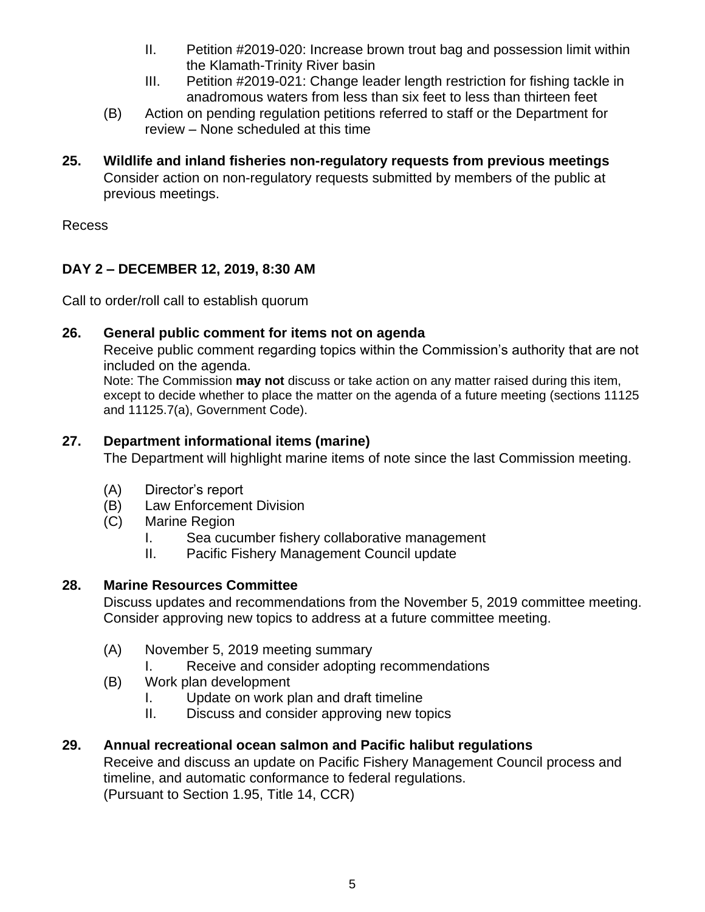- II. Petition #2019-020: Increase brown trout bag and possession limit within the Klamath-Trinity River basin
   - III. Petition #2019-021: Change leader length restriction for fishing tackle in anadromous waters from less than six feet to less than thirteen feet

(B) Action on pending regulation petitions referred to staff or the Department for review – None scheduled at this time

**25. Wildlife and inland fisheries non-regulatory requests from previous meetings**

Consider action on non-regulatory requests submitted by members of the public at previous meetings.

Recess

**DAY 2 – DECEMBER 12, 2019, 8:30 AM**

Call to order/roll call to establish quorum

**26. General public comment for items not on agenda**

Receive public comment regarding topics within the Commission's authority that are not included on the agenda.

Note: The Commission **may not** discuss or take action on any matter raised during this item, except to decide whether to place the matter on the agenda of a future meeting (sections 11125 and 11125.7(a), Government Code).

**27. Department informational items (marine)**

The Department will highlight marine items of note since the last Commission meeting.

(A) Director's report

(B) Law Enforcement Division

(C) Marine Region
   - I. Sea cucumber fishery collaborative management
   - II. Pacific Fishery Management Council update

**28. Marine Resources Committee**

Discuss updates and recommendations from the November 5, 2019 committee meeting. Consider approving new topics to address at a future committee meeting.

(A) November 5, 2019 meeting summary
   - I. Receive and consider adopting recommendations

(B) Work plan development
   - I. Update on work plan and draft timeline
   - II. Discuss and consider approving new topics

**29. Annual recreational ocean salmon and Pacific halibut regulations**

Receive and discuss an update on Pacific Fishery Management Council process and timeline, and automatic conformance to federal regulations.
(Pursuant to Section 1.95, Title 14, CCR)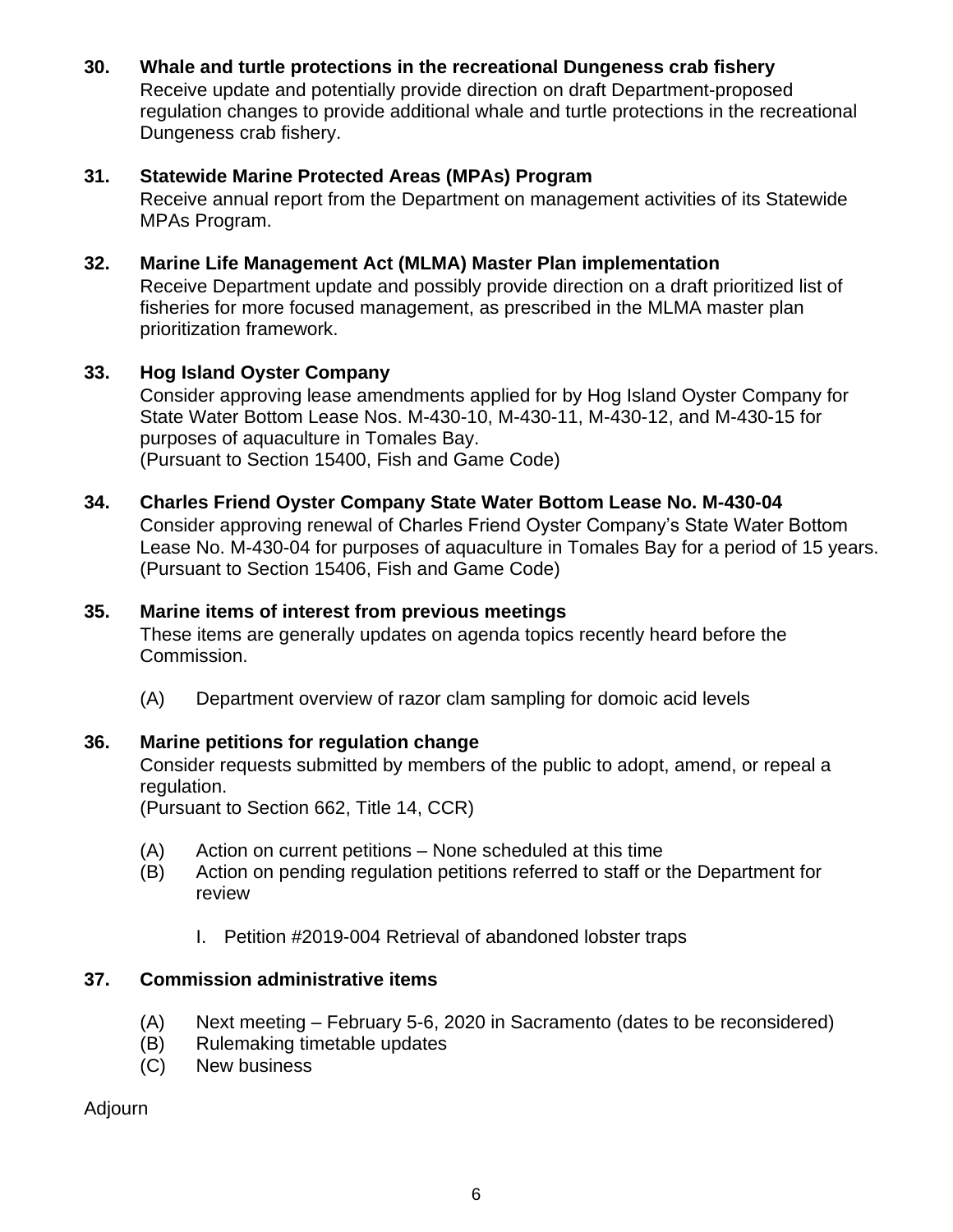**30. Whale and turtle protections in the recreational Dungeness crab fishery**

Receive update and potentially provide direction on draft Department-proposed regulation changes to provide additional whale and turtle protections in the recreational Dungeness crab fishery.

**31. Statewide Marine Protected Areas (MPAs) Program**

Receive annual report from the Department on management activities of its Statewide MPAs Program.

**32. Marine Life Management Act (MLMA) Master Plan implementation**

Receive Department update and possibly provide direction on a draft prioritized list of fisheries for more focused management, as prescribed in the MLMA master plan prioritization framework.

**33. Hog Island Oyster Company**

Consider approving lease amendments applied for by Hog Island Oyster Company for State Water Bottom Lease Nos. M-430-10, M-430-11, M-430-12, and M-430-15 for purposes of aquaculture in Tomales Bay.
(Pursuant to Section 15400, Fish and Game Code)

**34. Charles Friend Oyster Company State Water Bottom Lease No. M-430-04**

Consider approving renewal of Charles Friend Oyster Company's State Water Bottom Lease No. M-430-04 for purposes of aquaculture in Tomales Bay for a period of 15 years.
(Pursuant to Section 15406, Fish and Game Code)

**35. Marine items of interest from previous meetings**

These items are generally updates on agenda topics recently heard before the Commission.

(A) Department overview of razor clam sampling for domoic acid levels

**36. Marine petitions for regulation change**

Consider requests submitted by members of the public to adopt, amend, or repeal a regulation.
(Pursuant to Section 662, Title 14, CCR)

(A) Action on current petitions – None scheduled at this time
(B) Action on pending regulation petitions referred to staff or the Department for review

I. Petition #2019-004 Retrieval of abandoned lobster traps

**37. Commission administrative items**

(A) Next meeting – February 5-6, 2020 in Sacramento (dates to be reconsidered)
(B) Rulemaking timetable updates
(C) New business

Adjourn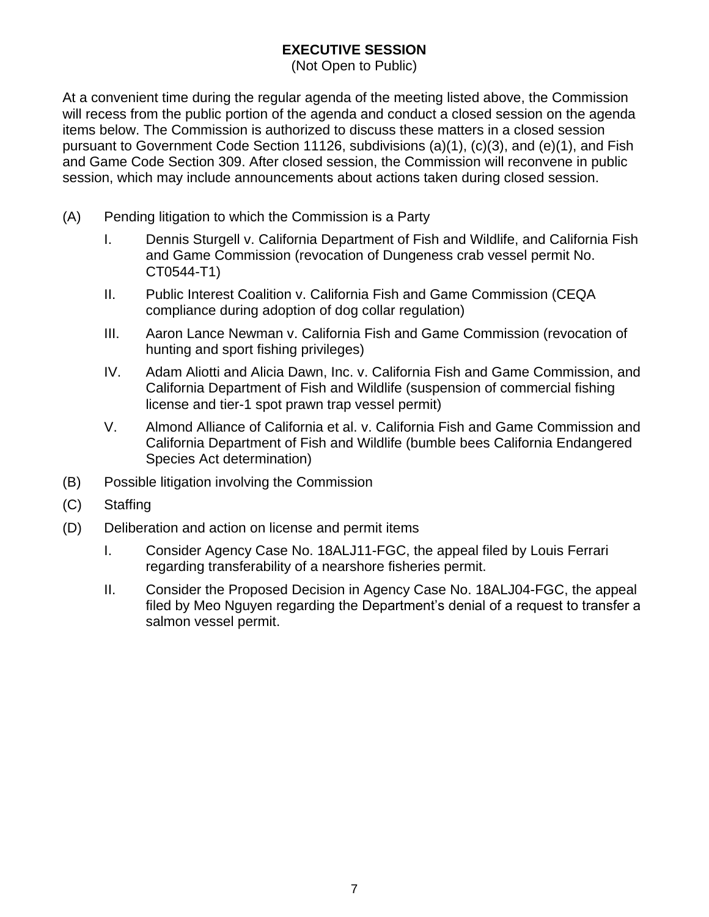**EXECUTIVE SESSION**

(Not Open to Public)

At a convenient time during the regular agenda of the meeting listed above, the Commission will recess from the public portion of the agenda and conduct a closed session on the agenda items below. The Commission is authorized to discuss these matters in a closed session pursuant to Government Code Section 11126, subdivisions (a)(1), (c)(3), and (e)(1), and Fish and Game Code Section 309. After closed session, the Commission will reconvene in public session, which may include announcements about actions taken during closed session.

(A) Pending litigation to which the Commission is a Party

   I. Dennis Sturgell v. California Department of Fish and Wildlife, and California Fish and Game Commission (revocation of Dungeness crab vessel permit No. CT0544-T1)

   II. Public Interest Coalition v. California Fish and Game Commission (CEQA compliance during adoption of dog collar regulation)

   III. Aaron Lance Newman v. California Fish and Game Commission (revocation of hunting and sport fishing privileges)

   IV. Adam Aliotti and Alicia Dawn, Inc. v. California Fish and Game Commission, and California Department of Fish and Wildlife (suspension of commercial fishing license and tier-1 spot prawn trap vessel permit)

   V. Almond Alliance of California et al. v. California Fish and Game Commission and California Department of Fish and Wildlife (bumble bees California Endangered Species Act determination)

(B) Possible litigation involving the Commission

(C) Staffing

(D) Deliberation and action on license and permit items

   I. Consider Agency Case No. 18ALJ11-FGC, the appeal filed by Louis Ferrari regarding transferability of a nearshore fisheries permit.

   II. Consider the Proposed Decision in Agency Case No. 18ALJ04-FGC, the appeal filed by Meo Nguyen regarding the Department's denial of a request to transfer a salmon vessel permit.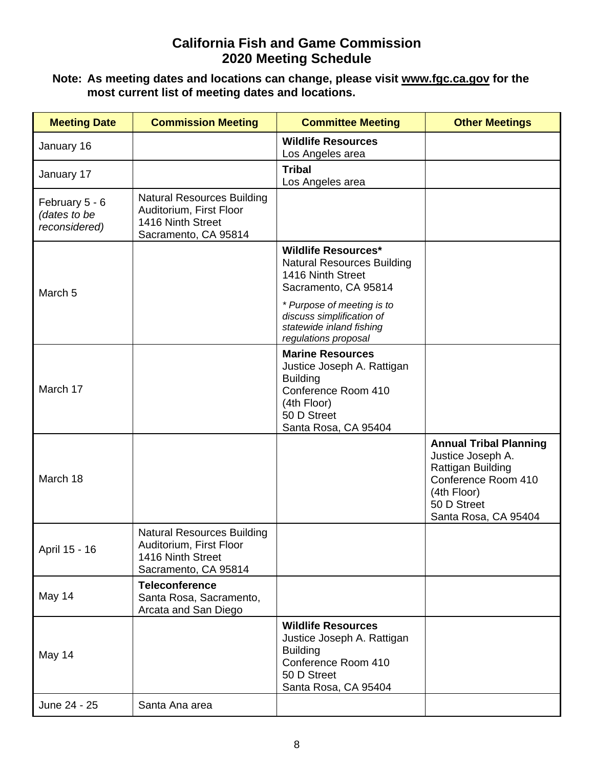# California Fish and Game Commission
## 2020 Meeting Schedule

**Note: As meeting dates and locations can change, please visit www.fgc.ca.gov for the most current list of meeting dates and locations.**

| Meeting Date | Commission Meeting | Committee Meeting | Other Meetings |
|---|---|---|---|
| January 16 | | **Wildlife Resources**<br>Los Angeles area | |
| January 17 | | **Tribal**<br>Los Angeles area | |
| February 5 - 6<br>*(dates to be reconsidered)* | Natural Resources Building<br>Auditorium, First Floor<br>1416 Ninth Street<br>Sacramento, CA 95814 | | |
| March 5 | | **Wildlife Resources***<br>Natural Resources Building<br>1416 Ninth Street<br>Sacramento, CA 95814<br>*\* Purpose of meeting is to discuss simplification of statewide inland fishing regulations proposal* | |
| March 17 | | **Marine Resources**<br>Justice Joseph A. Rattigan Building<br>Conference Room 410<br>(4th Floor)<br>50 D Street<br>Santa Rosa, CA 95404 | |
| March 18 | | | **Annual Tribal Planning**<br>Justice Joseph A. Rattigan Building<br>Conference Room 410<br>(4th Floor)<br>50 D Street<br>Santa Rosa, CA 95404 |
| April 15 - 16 | Natural Resources Building<br>Auditorium, First Floor<br>1416 Ninth Street<br>Sacramento, CA 95814 | | |
| May 14 | **Teleconference**<br>Santa Rosa, Sacramento, Arcata and San Diego | | |
| May 14 | | **Wildlife Resources**<br>Justice Joseph A. Rattigan Building<br>Conference Room 410<br>50 D Street<br>Santa Rosa, CA 95404 | |
| June 24 - 25 | Santa Ana area | | |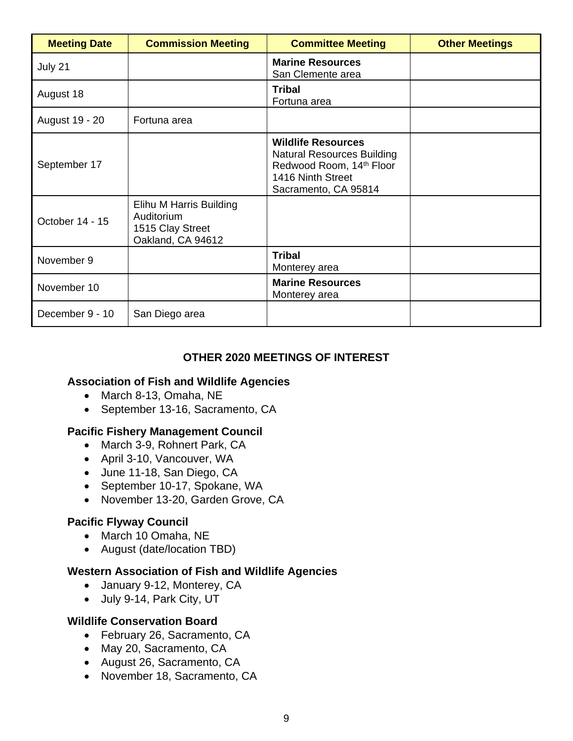| Meeting Date | Commission Meeting | Committee Meeting | Other Meetings |
|---|---|---|---|
| July 21 | | **Marine Resources** San Clemente area | |
| August 18 | | **Tribal** Fortuna area | |
| August 19 - 20 | Fortuna area | | |
| September 17 | | **Wildlife Resources** Natural Resources Building Redwood Room, 14th Floor 1416 Ninth Street Sacramento, CA 95814 | |
| October 14 - 15 | Elihu M Harris Building Auditorium 1515 Clay Street Oakland, CA 94612 | | |
| November 9 | | **Tribal** Monterey area | |
| November 10 | | **Marine Resources** Monterey area | |
| December 9 - 10 | San Diego area | | |

## OTHER 2020 MEETINGS OF INTEREST

**Association of Fish and Wildlife Agencies**

- March 8-13, Omaha, NE
- September 13-16, Sacramento, CA

**Pacific Fishery Management Council**

- March 3-9, Rohnert Park, CA
- April 3-10, Vancouver, WA
- June 11-18, San Diego, CA
- September 10-17, Spokane, WA
- November 13-20, Garden Grove, CA

**Pacific Flyway Council**

- March 10 Omaha, NE
- August (date/location TBD)

**Western Association of Fish and Wildlife Agencies**

- January 9-12, Monterey, CA
- July 9-14, Park City, UT

**Wildlife Conservation Board**

- February 26, Sacramento, CA
- May 20, Sacramento, CA
- August 26, Sacramento, CA
- November 18, Sacramento, CA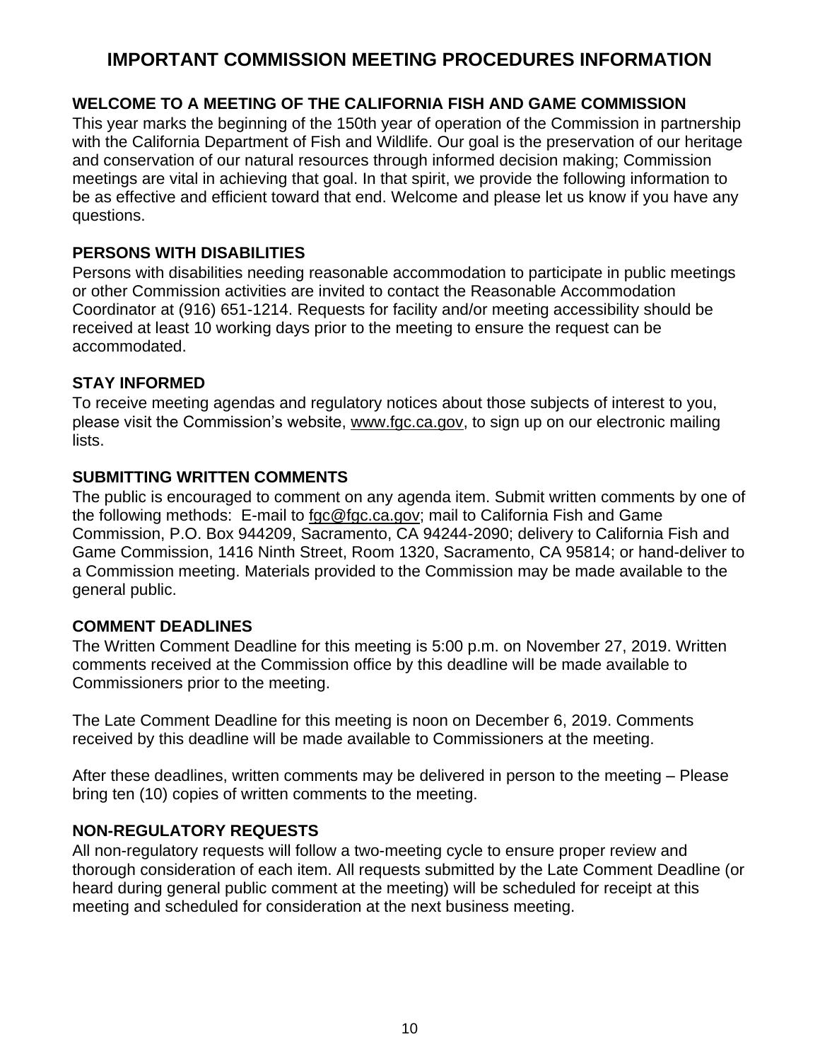# IMPORTANT COMMISSION MEETING PROCEDURES INFORMATION

## WELCOME TO A MEETING OF THE CALIFORNIA FISH AND GAME COMMISSION

This year marks the beginning of the 150th year of operation of the Commission in partnership with the California Department of Fish and Wildlife. Our goal is the preservation of our heritage and conservation of our natural resources through informed decision making; Commission meetings are vital in achieving that goal. In that spirit, we provide the following information to be as effective and efficient toward that end. Welcome and please let us know if you have any questions.

## PERSONS WITH DISABILITIES

Persons with disabilities needing reasonable accommodation to participate in public meetings or other Commission activities are invited to contact the Reasonable Accommodation Coordinator at (916) 651-1214. Requests for facility and/or meeting accessibility should be received at least 10 working days prior to the meeting to ensure the request can be accommodated.

## STAY INFORMED

To receive meeting agendas and regulatory notices about those subjects of interest to you, please visit the Commission's website, www.fgc.ca.gov, to sign up on our electronic mailing lists.

## SUBMITTING WRITTEN COMMENTS

The public is encouraged to comment on any agenda item. Submit written comments by one of the following methods: E-mail to fgc@fgc.ca.gov; mail to California Fish and Game Commission, P.O. Box 944209, Sacramento, CA 94244-2090; delivery to California Fish and Game Commission, 1416 Ninth Street, Room 1320, Sacramento, CA 95814; or hand-deliver to a Commission meeting. Materials provided to the Commission may be made available to the general public.

## COMMENT DEADLINES

The Written Comment Deadline for this meeting is 5:00 p.m. on November 27, 2019. Written comments received at the Commission office by this deadline will be made available to Commissioners prior to the meeting.

The Late Comment Deadline for this meeting is noon on December 6, 2019. Comments received by this deadline will be made available to Commissioners at the meeting.

After these deadlines, written comments may be delivered in person to the meeting – Please bring ten (10) copies of written comments to the meeting.

## NON-REGULATORY REQUESTS

All non-regulatory requests will follow a two-meeting cycle to ensure proper review and thorough consideration of each item. All requests submitted by the Late Comment Deadline (or heard during general public comment at the meeting) will be scheduled for receipt at this meeting and scheduled for consideration at the next business meeting.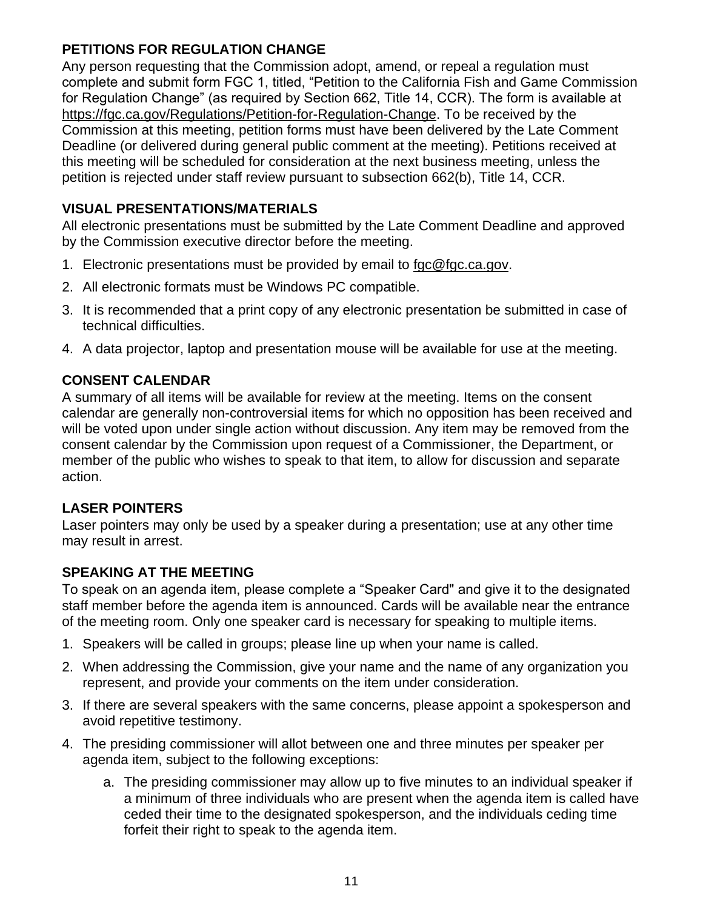**PETITIONS FOR REGULATION CHANGE**

Any person requesting that the Commission adopt, amend, or repeal a regulation must complete and submit form FGC 1, titled, "Petition to the California Fish and Game Commission for Regulation Change" (as required by Section 662, Title 14, CCR). The form is available at https://fgc.ca.gov/Regulations/Petition-for-Regulation-Change. To be received by the Commission at this meeting, petition forms must have been delivered by the Late Comment Deadline (or delivered during general public comment at the meeting). Petitions received at this meeting will be scheduled for consideration at the next business meeting, unless the petition is rejected under staff review pursuant to subsection 662(b), Title 14, CCR.

**VISUAL PRESENTATIONS/MATERIALS**

All electronic presentations must be submitted by the Late Comment Deadline and approved by the Commission executive director before the meeting.

1. Electronic presentations must be provided by email to fgc@fgc.ca.gov.
2. All electronic formats must be Windows PC compatible.
3. It is recommended that a print copy of any electronic presentation be submitted in case of technical difficulties.
4. A data projector, laptop and presentation mouse will be available for use at the meeting.

**CONSENT CALENDAR**

A summary of all items will be available for review at the meeting. Items on the consent calendar are generally non-controversial items for which no opposition has been received and will be voted upon under single action without discussion. Any item may be removed from the consent calendar by the Commission upon request of a Commissioner, the Department, or member of the public who wishes to speak to that item, to allow for discussion and separate action.

**LASER POINTERS**

Laser pointers may only be used by a speaker during a presentation; use at any other time may result in arrest.

**SPEAKING AT THE MEETING**

To speak on an agenda item, please complete a "Speaker Card" and give it to the designated staff member before the agenda item is announced. Cards will be available near the entrance of the meeting room. Only one speaker card is necessary for speaking to multiple items.

1. Speakers will be called in groups; please line up when your name is called.
2. When addressing the Commission, give your name and the name of any organization you represent, and provide your comments on the item under consideration.
3. If there are several speakers with the same concerns, please appoint a spokesperson and avoid repetitive testimony.
4. The presiding commissioner will allot between one and three minutes per speaker per agenda item, subject to the following exceptions:
   a. The presiding commissioner may allow up to five minutes to an individual speaker if a minimum of three individuals who are present when the agenda item is called have ceded their time to the designated spokesperson, and the individuals ceding time forfeit their right to speak to the agenda item.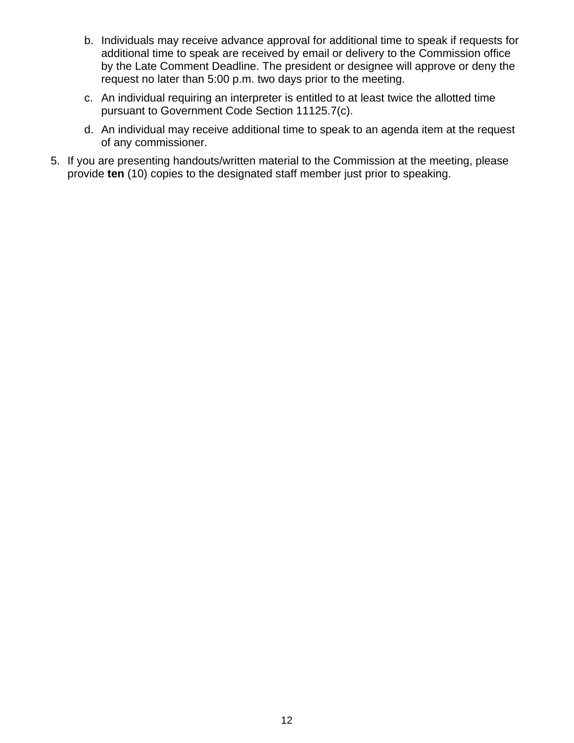b. Individuals may receive advance approval for additional time to speak if requests for additional time to speak are received by email or delivery to the Commission office by the Late Comment Deadline. The president or designee will approve or deny the request no later than 5:00 p.m. two days prior to the meeting.

   c. An individual requiring an interpreter is entitled to at least twice the allotted time pursuant to Government Code Section 11125.7(c).

   d. An individual may receive additional time to speak to an agenda item at the request of any commissioner.

5. If you are presenting handouts/written material to the Commission at the meeting, please provide **ten** (10) copies to the designated staff member just prior to speaking.